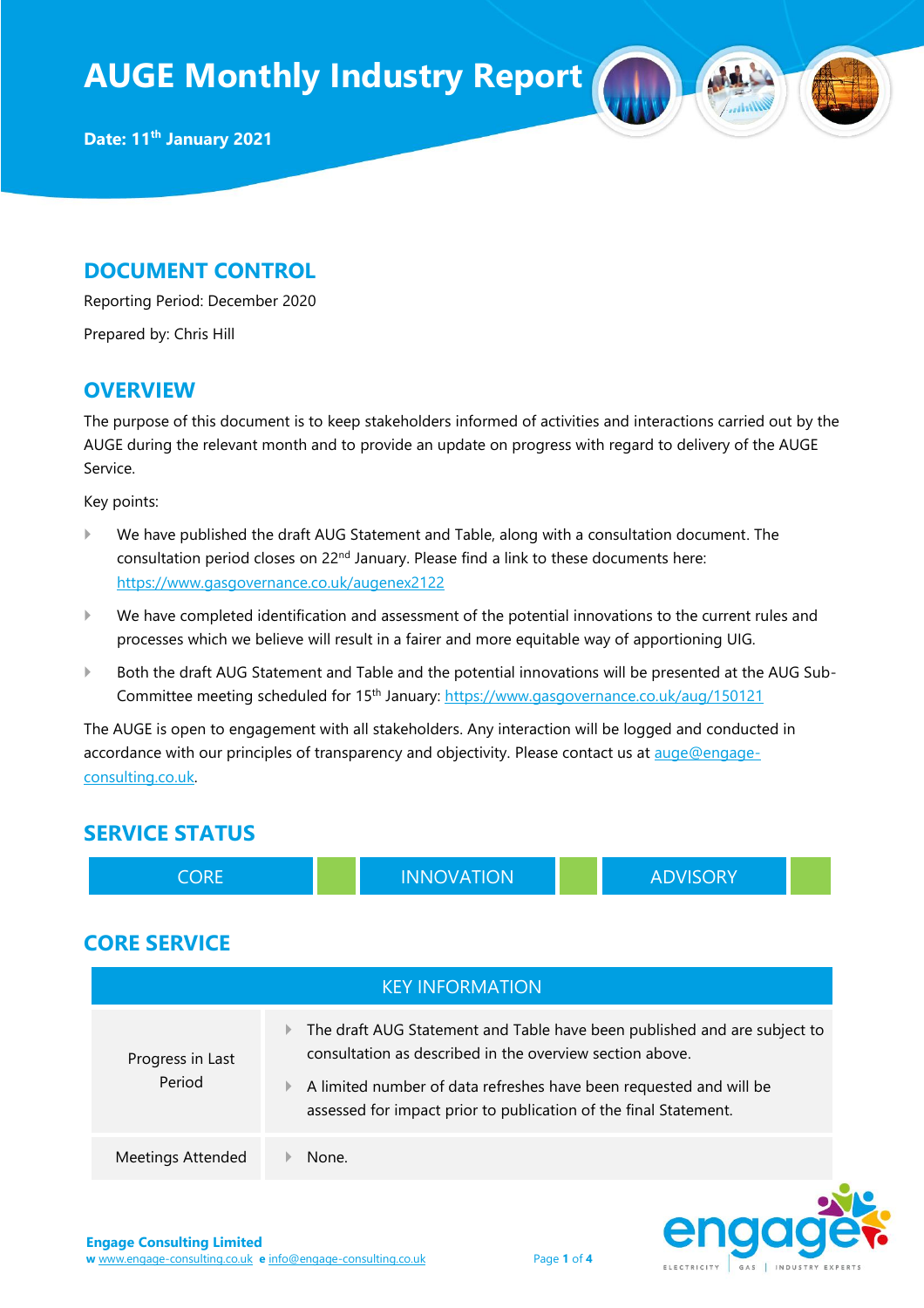# AUGE Monthly Industry Report

**Date: 11th January 2021**

## DOCUMENT CONTROL

Reporting Period: December 2020

Prepared by: Chris Hill

## OVERVIEW

The purpose of this document is to keep stakeholders informed of activities and interactions carried out by the AUGE during the relevant month and to provide an update on progress with regard to delivery of the AUGE Service.

Key points:

- We have published the draft AUG Statement and Table, along with a consultation document. The consultation period closes on 22nd January. Please find a link to these documents here: https://www.gasgovernance.co.uk/augenex2122
- We have completed identification and assessment of the potential innovations to the current rules and processes which we believe will result in a fairer and more equitable way of apportioning UIG.
- Both the draft AUG Statement and Table and the potential innovations will be presented at the AUG Sub-Committee meeting scheduled for 15th January: https://www.gasgovernance.co.uk/aug/150121

The AUGE is open to engagement with all stakeholders. Any interaction will be logged and conducted in accordance with our principles of transparency and objectivity. Please contact us at auge@engage-consulting.co.uk.

## SERVICE STATUS

| CORE | | INNOVATION | | ADVISORY | |
|---|---|---|---|---|---|

## CORE SERVICE

| KEY INFORMATION | |
|---|---|
| Progress in Last Period | - The draft AUG Statement and Table have been published and are subject to consultation as described in the overview section above.<br>- A limited number of data refreshes have been requested and will be assessed for impact prior to publication of the final Statement. |
| Meetings Attended | - None. |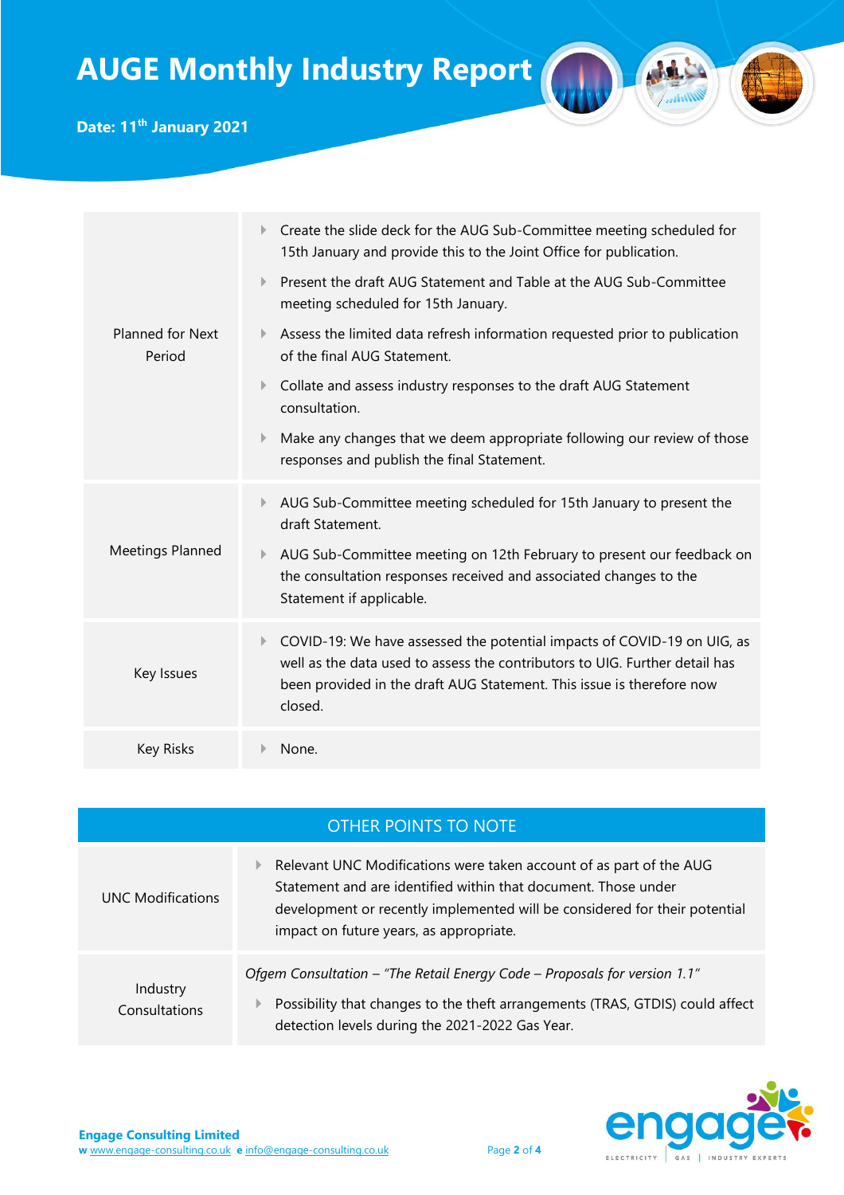# AUGE Monthly Industry Report

**Date: 11th January 2021**

| | |
|---|---|
| Planned for Next Period | - Create the slide deck for the AUG Sub-Committee meeting scheduled for 15th January and provide this to the Joint Office for publication.<br>- Present the draft AUG Statement and Table at the AUG Sub-Committee meeting scheduled for 15th January.<br>- Assess the limited data refresh information requested prior to publication of the final AUG Statement.<br>- Collate and assess industry responses to the draft AUG Statement consultation.<br>- Make any changes that we deem appropriate following our review of those responses and publish the final Statement. |
| Meetings Planned | - AUG Sub-Committee meeting scheduled for 15th January to present the draft Statement.<br>- AUG Sub-Committee meeting on 12th February to present our feedback on the consultation responses received and associated changes to the Statement if applicable. |
| Key Issues | - COVID-19: We have assessed the potential impacts of COVID-19 on UIG, as well as the data used to assess the contributors to UIG. Further detail has been provided in the draft AUG Statement. This issue is therefore now closed. |
| Key Risks | - None. |

## OTHER POINTS TO NOTE

| | |
|---|---|
| UNC Modifications | - Relevant UNC Modifications were taken account of as part of the AUG Statement and are identified within that document. Those under development or recently implemented will be considered for their potential impact on future years, as appropriate. |
| Industry Consultations | *Ofgem Consultation – "The Retail Energy Code – Proposals for version 1.1"*<br>- Possibility that changes to the theft arrangements (TRAS, GTDIS) could affect detection levels during the 2021-2022 Gas Year. |

**Engage Consulting Limited**
w www.engage-consulting.co.uk e info@engage-consulting.co.uk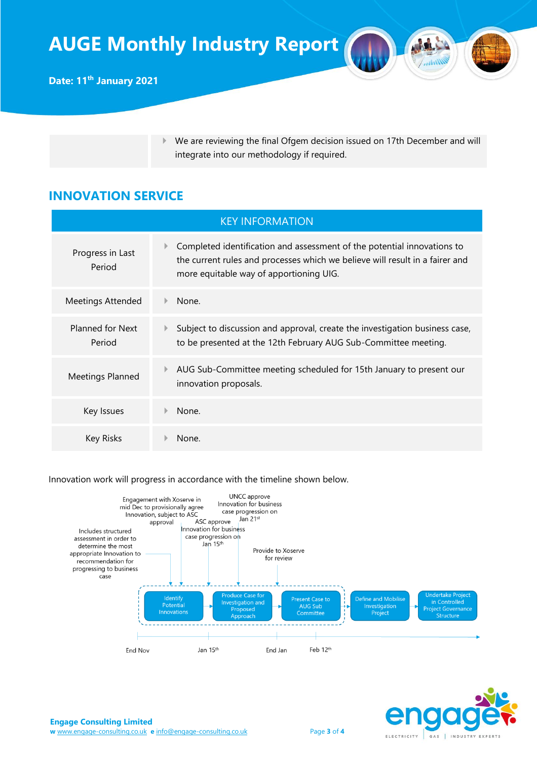|  |  |
|---|---|
|  | We are reviewing the final Ofgem decision issued on 17th December and will integrate into our methodology if required. |

## INNOVATION SERVICE

| KEY INFORMATION | |
|---|---|
| Progress in Last Period | Completed identification and assessment of the potential innovations to the current rules and processes which we believe will result in a fairer and more equitable way of apportioning UIG. |
| Meetings Attended | None. |
| Planned for Next Period | Subject to discussion and approval, create the investigation business case, to be presented at the 12th February AUG Sub-Committee meeting. |
| Meetings Planned | AUG Sub-Committee meeting scheduled for 15th January to present our innovation proposals. |
| Key Issues | None. |
| Key Risks | None. |

Innovation work will progress in accordance with the timeline shown below.

Timeline stages: Identify Potential Innovations → Produce Case for Investigation and Proposed Approach → Present Case to AUG Sub Committee → Define and Mobilise Investigation Project → Undertake Project in Controlled Project Governance Structure

Timeline markers: End Nov; Jan 15th; End Jan; Feb 12th

Annotations:
- Includes structured assessment in order to determine the most appropriate Innovation to recommendation for progressing to business case
- Engagement with Xoserve in mid Dec to provisionally agree Innovation, subject to ASC approval
- ASC approve Innovation for business case progression on Jan 15th
- UNCC approve Innovation for business case progression on Jan 21st
- Provide to Xoserve for review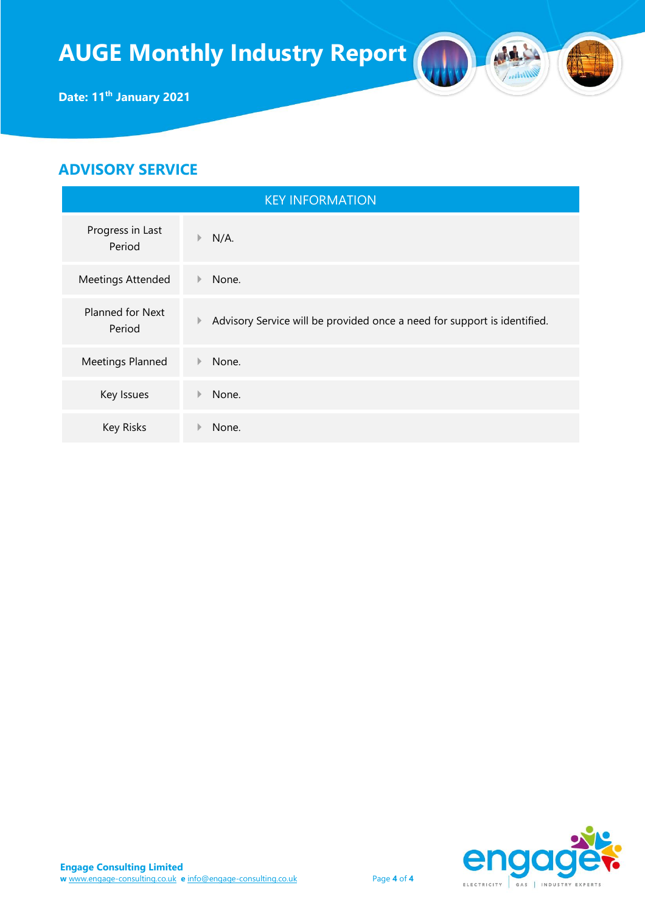# AUGE Monthly Industry Report

**Date: 11th January 2021**

## ADVISORY SERVICE

| KEY INFORMATION | |
|---|---|
| Progress in Last Period | N/A. |
| Meetings Attended | None. |
| Planned for Next Period | Advisory Service will be provided once a need for support is identified. |
| Meetings Planned | None. |
| Key Issues | None. |
| Key Risks | None. |